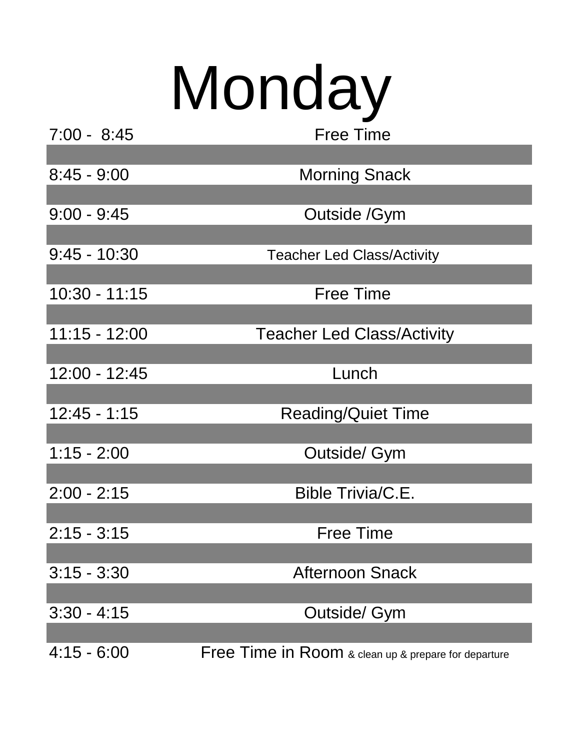# Monday

| Time | Activity |
| --- | --- |
| 7:00 - 8:45 | Free Time |
| 8:45 - 9:00 | Morning Snack |
| 9:00 - 9:45 | Outside /Gym |
| 9:45 - 10:30 | Teacher Led Class/Activity |
| 10:30 - 11:15 | Free Time |
| 11:15 - 12:00 | Teacher Led Class/Activity |
| 12:00 - 12:45 | Lunch |
| 12:45 - 1:15 | Reading/Quiet Time |
| 1:15 - 2:00 | Outside/ Gym |
| 2:00 - 2:15 | Bible Trivia/C.E. |
| 2:15 - 3:15 | Free Time |
| 3:15 - 3:30 | Afternoon Snack |
| 3:30 - 4:15 | Outside/ Gym |
| 4:15 - 6:00 | Free Time in Room & clean up & prepare for departure |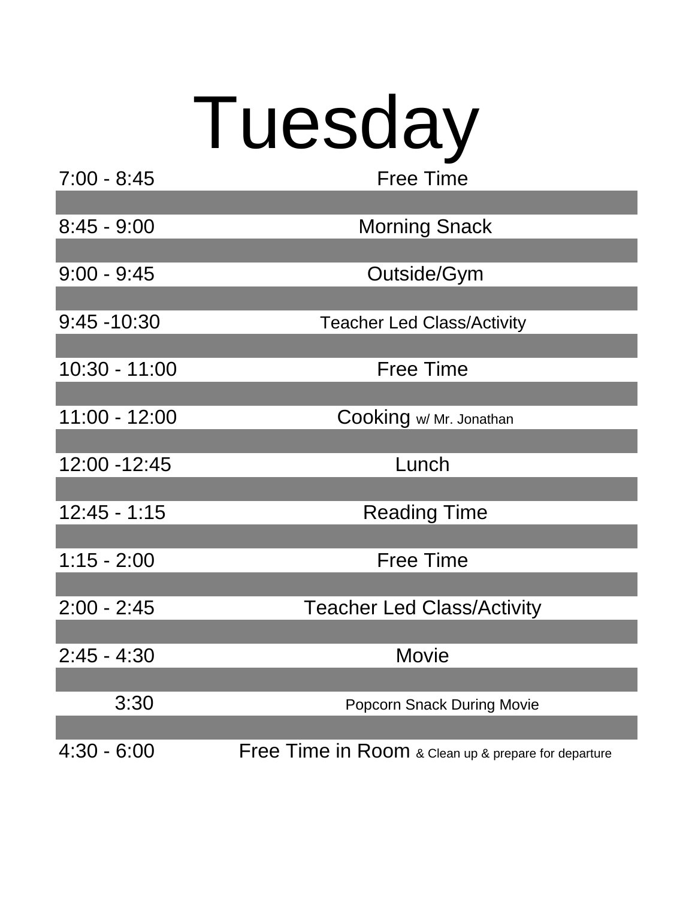# Tuesday

| Time | Activity |
|---|---|
| 7:00 - 8:45 | Free Time |
| 8:45 - 9:00 | Morning Snack |
| 9:00 - 9:45 | Outside/Gym |
| 9:45 -10:30 | Teacher Led Class/Activity |
| 10:30 - 11:00 | Free Time |
| 11:00 - 12:00 | Cooking w/ Mr. Jonathan |
| 12:00 -12:45 | Lunch |
| 12:45 - 1:15 | Reading Time |
| 1:15 - 2:00 | Free Time |
| 2:00 - 2:45 | Teacher Led Class/Activity |
| 2:45 - 4:30 | Movie |
| 3:30 | Popcorn Snack During Movie |
| 4:30 - 6:00 | Free Time in Room & Clean up & prepare for departure |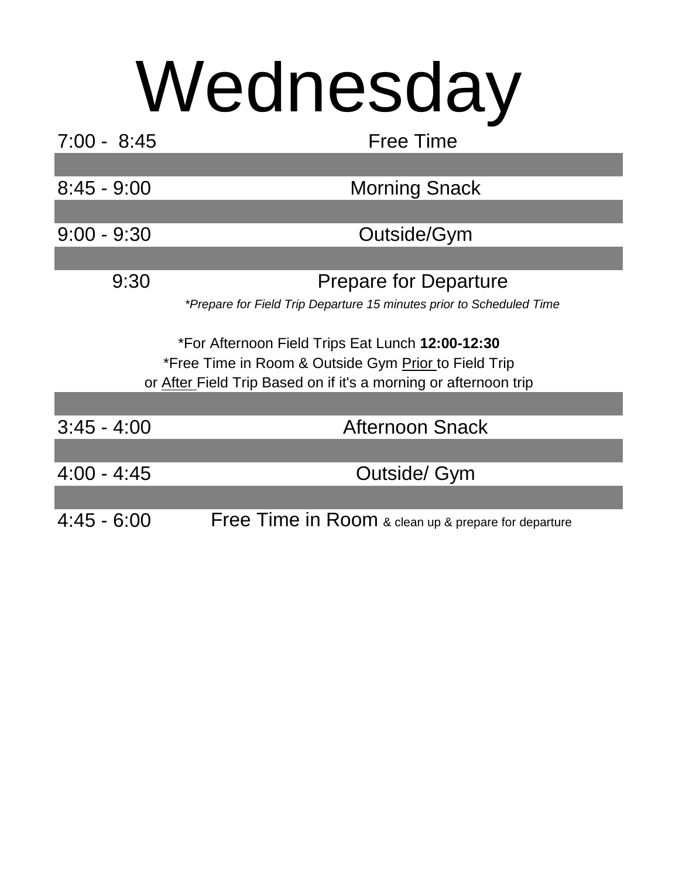# Wednesday

| | |
|---|---|
| 7:00 - 8:45 | Free Time |
| 8:45 - 9:00 | Morning Snack |
| 9:00 - 9:30 | Outside/Gym |
| 9:30 | Prepare for Departure |

*\*Prepare for Field Trip Departure 15 minutes prior to Scheduled Time*

*For Afternoon Field Trips Eat Lunch **12:00-12:30**
*Free Time in Room & Outside Gym <u>Prior</u> to Field Trip
or <u>After</u> Field Trip Based on if it's a morning or afternoon trip

| | |
|---|---|
| 3:45 - 4:00 | Afternoon Snack |
| 4:00 - 4:45 | Outside/ Gym |
| 4:45 - 6:00 | Free Time in Room & clean up & prepare for departure |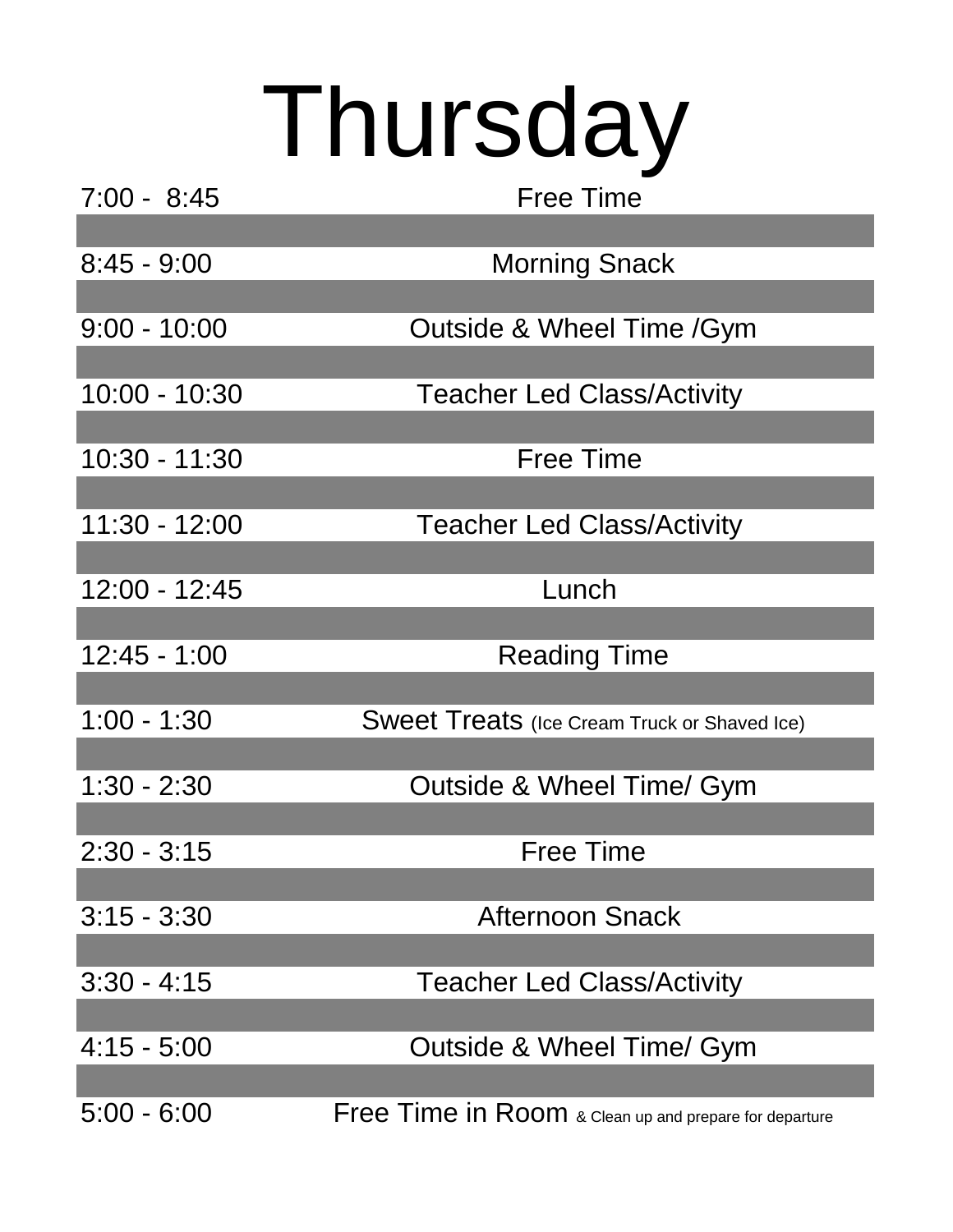# Thursday

| Time | Activity |
| --- | --- |
| 7:00 - 8:45 | Free Time |
| 8:45 - 9:00 | Morning Snack |
| 9:00 - 10:00 | Outside & Wheel Time /Gym |
| 10:00 - 10:30 | Teacher Led Class/Activity |
| 10:30 - 11:30 | Free Time |
| 11:30 - 12:00 | Teacher Led Class/Activity |
| 12:00 - 12:45 | Lunch |
| 12:45 - 1:00 | Reading Time |
| 1:00 - 1:30 | Sweet Treats (Ice Cream Truck or Shaved Ice) |
| 1:30 - 2:30 | Outside & Wheel Time/ Gym |
| 2:30 - 3:15 | Free Time |
| 3:15 - 3:30 | Afternoon Snack |
| 3:30 - 4:15 | Teacher Led Class/Activity |
| 4:15 - 5:00 | Outside & Wheel Time/ Gym |
| 5:00 - 6:00 | Free Time in Room & Clean up and prepare for departure |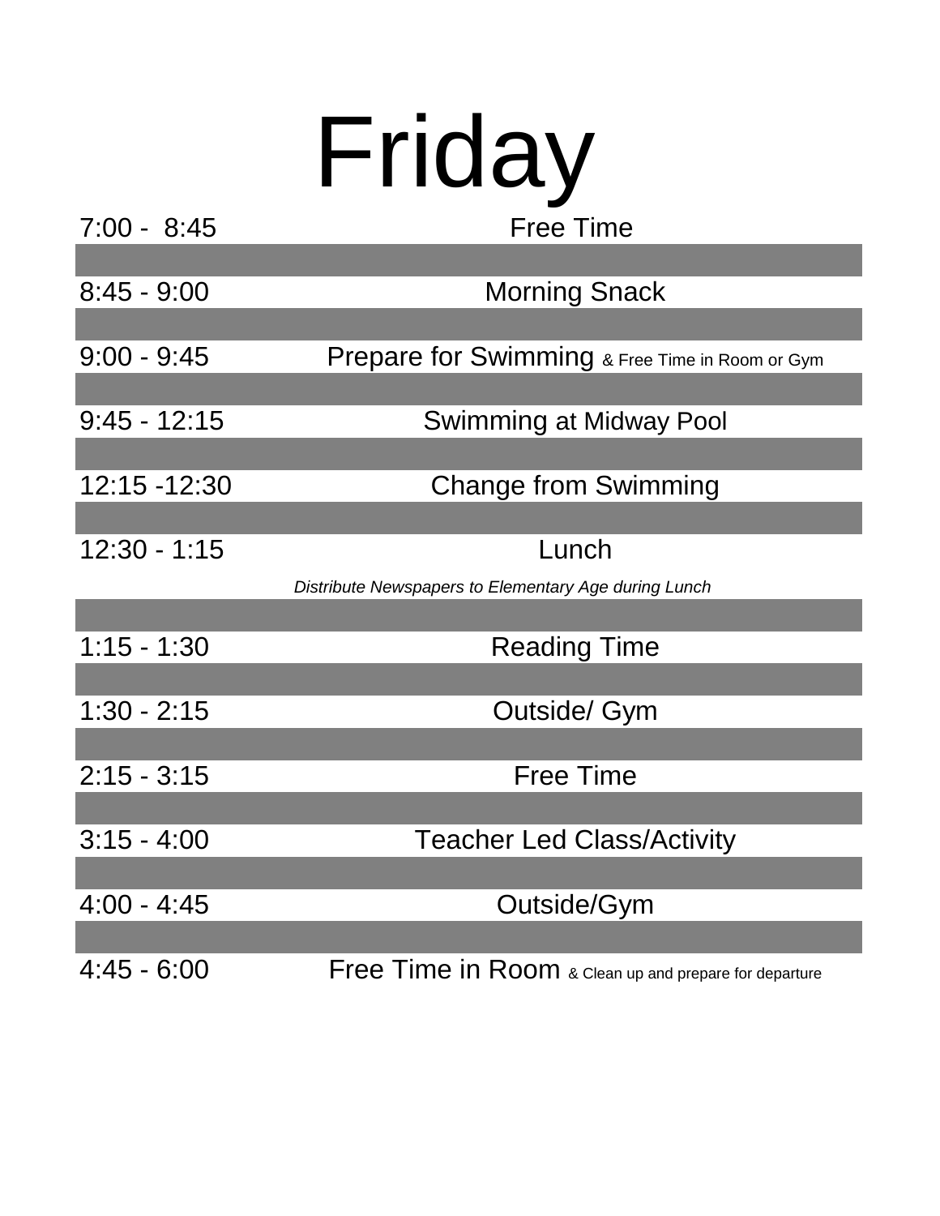# Friday

| | |
|---|---|
| 7:00 -  8:45 | Free Time |
| 8:45 - 9:00 | Morning Snack |
| 9:00 - 9:45 | Prepare for Swimming & Free Time in Room or Gym |
| 9:45 - 12:15 | Swimming at Midway Pool |
| 12:15 -12:30 | Change from Swimming |
| 12:30 - 1:15 | Lunch<br>*Distribute Newspapers to Elementary Age during Lunch* |
| 1:15 - 1:30 | Reading Time |
| 1:30 - 2:15 | Outside/ Gym |
| 2:15 - 3:15 | Free Time |
| 3:15 - 4:00 | Teacher Led Class/Activity |
| 4:00 - 4:45 | Outside/Gym |
| 4:45 - 6:00 | Free Time in Room & Clean up and prepare for departure |